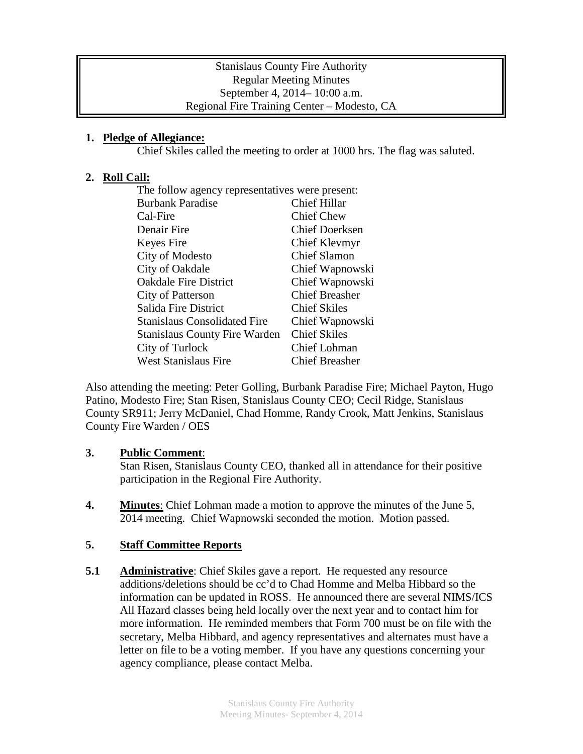Stanislaus County Fire Authority
Regular Meeting Minutes
September 4, 2014– 10:00 a.m.
Regional Fire Training Center – Modesto, CA

**1. Pledge of Allegiance:**

Chief Skiles called the meeting to order at 1000 hrs. The flag was saluted.

**2. Roll Call:**

The follow agency representatives were present:

| | |
|---|---|
| Burbank Paradise | Chief Hillar |
| Cal-Fire | Chief Chew |
| Denair Fire | Chief Doerksen |
| Keyes Fire | Chief Klevmyr |
| City of Modesto | Chief Slamon |
| City of Oakdale | Chief Wapnowski |
| Oakdale Fire District | Chief Wapnowski |
| City of Patterson | Chief Breasher |
| Salida Fire District | Chief Skiles |
| Stanislaus Consolidated Fire | Chief Wapnowski |
| Stanislaus County Fire Warden | Chief Skiles |
| City of Turlock | Chief Lohman |
| West Stanislaus Fire | Chief Breasher |

Also attending the meeting: Peter Golling, Burbank Paradise Fire; Michael Payton, Hugo Patino, Modesto Fire; Stan Risen, Stanislaus County CEO; Cecil Ridge, Stanislaus County SR911; Jerry McDaniel, Chad Homme, Randy Crook, Matt Jenkins, Stanislaus County Fire Warden / OES

**3. Public Comment**:

Stan Risen, Stanislaus County CEO, thanked all in attendance for their positive participation in the Regional Fire Authority.

**4. Minutes**: Chief Lohman made a motion to approve the minutes of the June 5, 2014 meeting. Chief Wapnowski seconded the motion. Motion passed.

**5. Staff Committee Reports**

**5.1 Administrative**: Chief Skiles gave a report. He requested any resource additions/deletions should be cc'd to Chad Homme and Melba Hibbard so the information can be updated in ROSS. He announced there are several NIMS/ICS All Hazard classes being held locally over the next year and to contact him for more information. He reminded members that Form 700 must be on file with the secretary, Melba Hibbard, and agency representatives and alternates must have a letter on file to be a voting member. If you have any questions concerning your agency compliance, please contact Melba.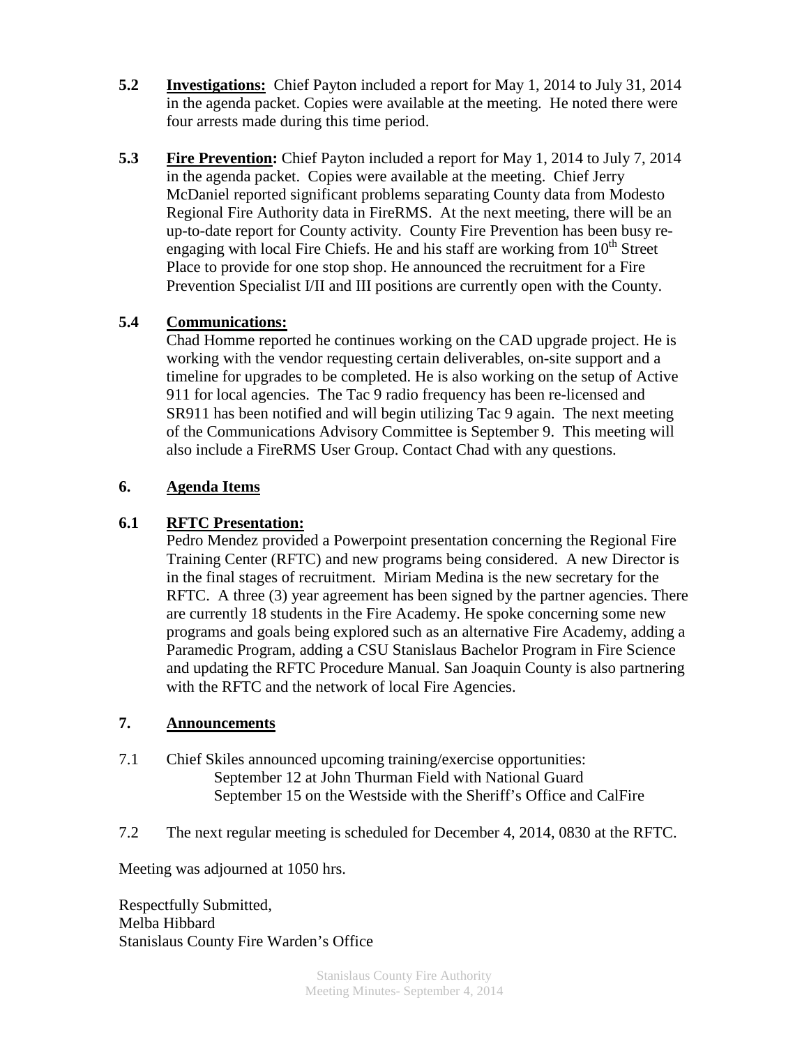**5.2 Investigations:** Chief Payton included a report for May 1, 2014 to July 31, 2014 in the agenda packet. Copies were available at the meeting. He noted there were four arrests made during this time period.

**5.3 Fire Prevention:** Chief Payton included a report for May 1, 2014 to July 7, 2014 in the agenda packet. Copies were available at the meeting. Chief Jerry McDaniel reported significant problems separating County data from Modesto Regional Fire Authority data in FireRMS. At the next meeting, there will be an up-to-date report for County activity. County Fire Prevention has been busy re-engaging with local Fire Chiefs. He and his staff are working from 10th Street Place to provide for one stop shop. He announced the recruitment for a Fire Prevention Specialist I/II and III positions are currently open with the County.

## 5.4 Communications:

Chad Homme reported he continues working on the CAD upgrade project. He is working with the vendor requesting certain deliverables, on-site support and a timeline for upgrades to be completed. He is also working on the setup of Active 911 for local agencies. The Tac 9 radio frequency has been re-licensed and SR911 has been notified and will begin utilizing Tac 9 again. The next meeting of the Communications Advisory Committee is September 9. This meeting will also include a FireRMS User Group. Contact Chad with any questions.

## 6. Agenda Items

## 6.1 RFTC Presentation:

Pedro Mendez provided a Powerpoint presentation concerning the Regional Fire Training Center (RFTC) and new programs being considered. A new Director is in the final stages of recruitment. Miriam Medina is the new secretary for the RFTC. A three (3) year agreement has been signed by the partner agencies. There are currently 18 students in the Fire Academy. He spoke concerning some new programs and goals being explored such as an alternative Fire Academy, adding a Paramedic Program, adding a CSU Stanislaus Bachelor Program in Fire Science and updating the RFTC Procedure Manual. San Joaquin County is also partnering with the RFTC and the network of local Fire Agencies.

## 7. Announcements

7.1 Chief Skiles announced upcoming training/exercise opportunities:
    September 12 at John Thurman Field with National Guard
    September 15 on the Westside with the Sheriff's Office and CalFire

7.2 The next regular meeting is scheduled for December 4, 2014, 0830 at the RFTC.

Meeting was adjourned at 1050 hrs.

Respectfully Submitted,
Melba Hibbard
Stanislaus County Fire Warden's Office